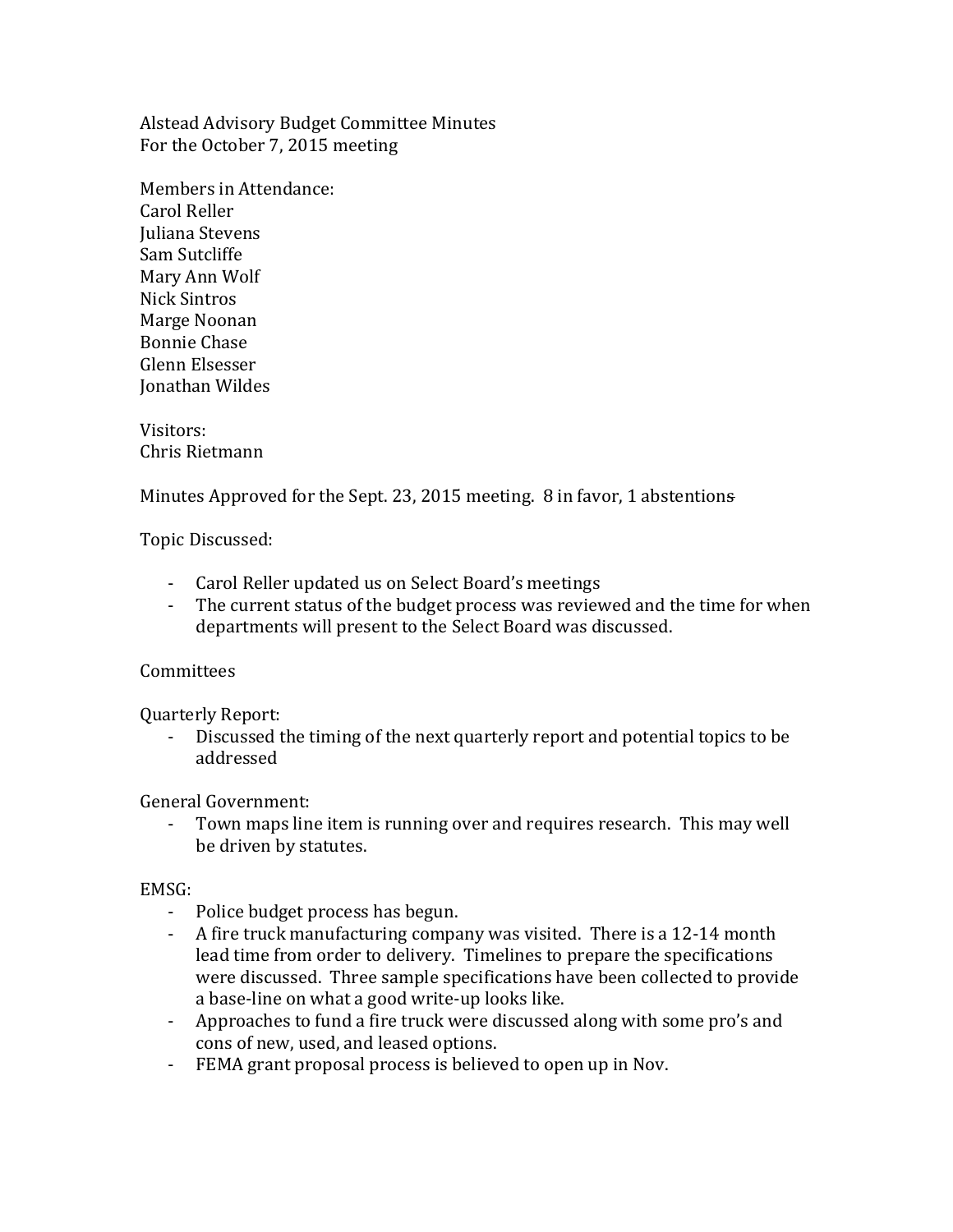Alstead Advisory Budget Committee Minutes
For the October 7, 2015 meeting

Members in Attendance:
Carol Reller
Juliana Stevens
Sam Sutcliffe
Mary Ann Wolf
Nick Sintros
Marge Noonan
Bonnie Chase
Glenn Elsesser
Jonathan Wildes

Visitors:
Chris Rietmann

Minutes Approved for the Sept. 23, 2015 meeting. 8 in favor, 1 abstentions

Topic Discussed:

- Carol Reller updated us on Select Board's meetings
- The current status of the budget process was reviewed and the time for when departments will present to the Select Board was discussed.

Committees

Quarterly Report:
- Discussed the timing of the next quarterly report and potential topics to be addressed

General Government:
- Town maps line item is running over and requires research. This may well be driven by statutes.

EMSG:
- Police budget process has begun.
- A fire truck manufacturing company was visited. There is a 12-14 month lead time from order to delivery. Timelines to prepare the specifications were discussed. Three sample specifications have been collected to provide a base-line on what a good write-up looks like.
- Approaches to fund a fire truck were discussed along with some pro's and cons of new, used, and leased options.
- FEMA grant proposal process is believed to open up in Nov.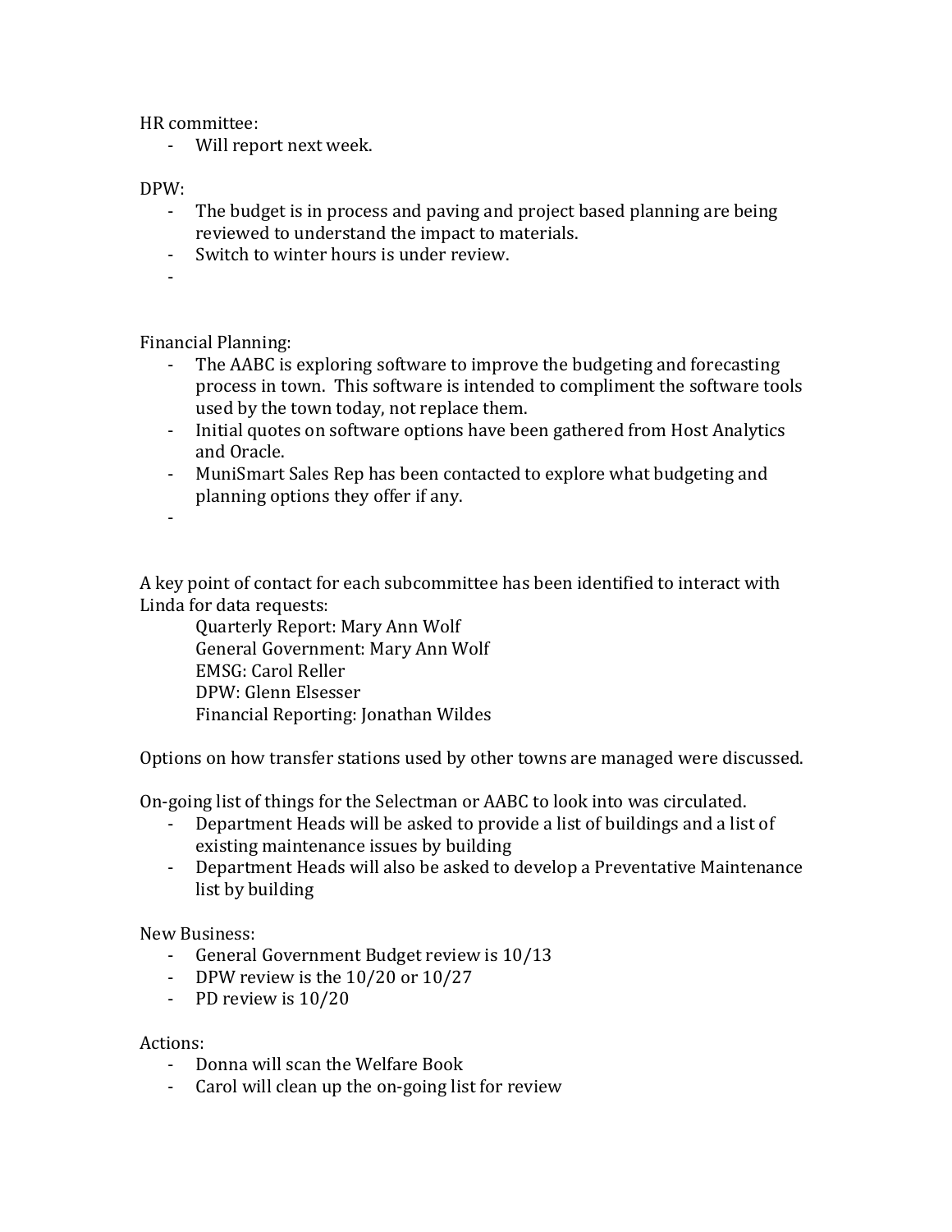HR committee:

- Will report next week.

DPW:

- The budget is in process and paving and project based planning are being reviewed to understand the impact to materials.
- Switch to winter hours is under review.
-

Financial Planning:

- The AABC is exploring software to improve the budgeting and forecasting process in town. This software is intended to compliment the software tools used by the town today, not replace them.
- Initial quotes on software options have been gathered from Host Analytics and Oracle.
- MuniSmart Sales Rep has been contacted to explore what budgeting and planning options they offer if any.
-

A key point of contact for each subcommittee has been identified to interact with Linda for data requests:

Quarterly Report: Mary Ann Wolf
General Government: Mary Ann Wolf
EMSG: Carol Reller
DPW: Glenn Elsesser
Financial Reporting: Jonathan Wildes

Options on how transfer stations used by other towns are managed were discussed.

On-going list of things for the Selectman or AABC to look into was circulated.

- Department Heads will be asked to provide a list of buildings and a list of existing maintenance issues by building
- Department Heads will also be asked to develop a Preventative Maintenance list by building

New Business:

- General Government Budget review is 10/13
- DPW review is the 10/20 or 10/27
- PD review is 10/20

Actions:

- Donna will scan the Welfare Book
- Carol will clean up the on-going list for review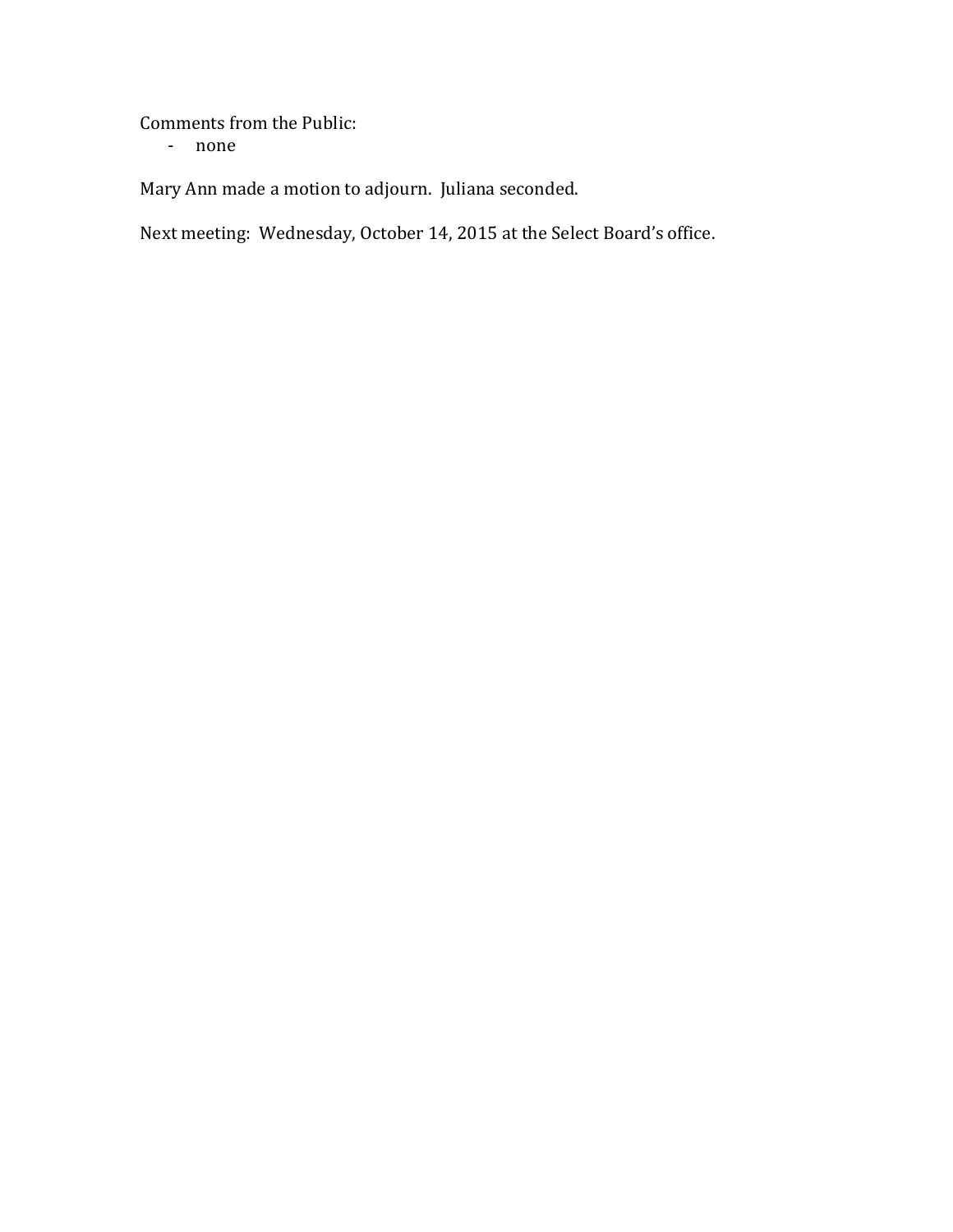Comments from the Public:

- none

Mary Ann made a motion to adjourn. Juliana seconded.

Next meeting: Wednesday, October 14, 2015 at the Select Board's office.